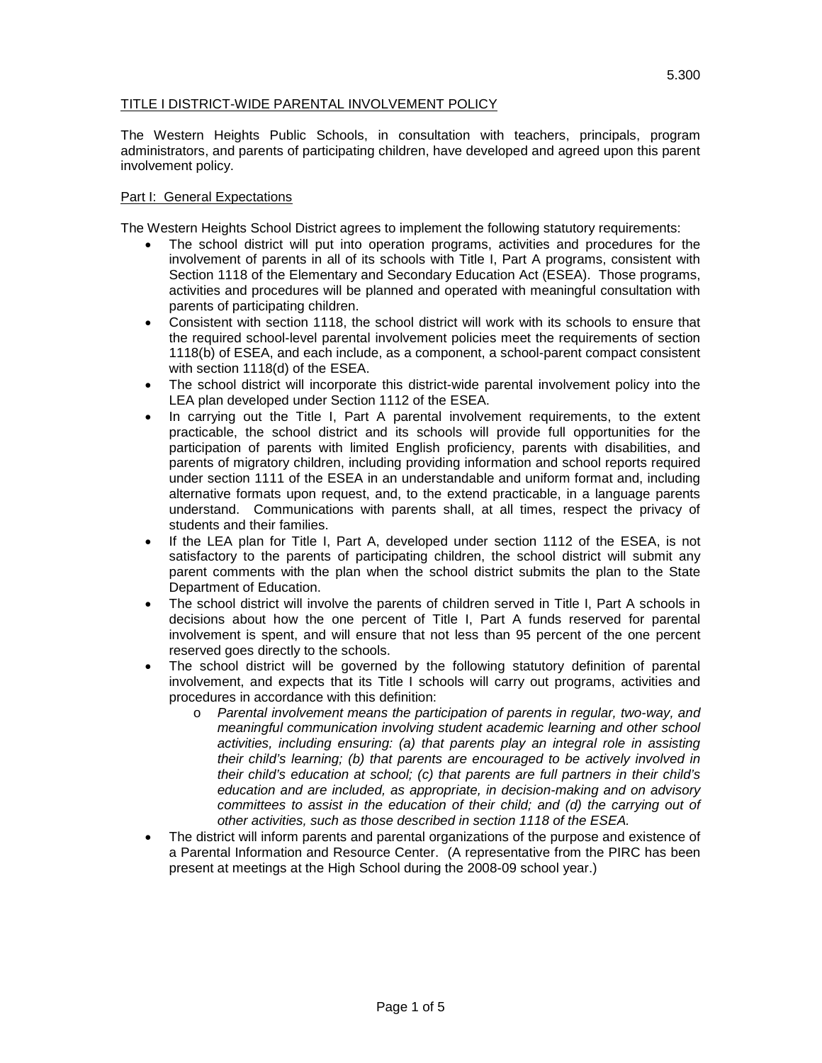5.300

# TITLE I DISTRICT-WIDE PARENTAL INVOLVEMENT POLICY

The Western Heights Public Schools, in consultation with teachers, principals, program administrators, and parents of participating children, have developed and agreed upon this parent involvement policy.

## Part I: General Expectations

The Western Heights School District agrees to implement the following statutory requirements:

- The school district will put into operation programs, activities and procedures for the involvement of parents in all of its schools with Title I, Part A programs, consistent with Section 1118 of the Elementary and Secondary Education Act (ESEA). Those programs, activities and procedures will be planned and operated with meaningful consultation with parents of participating children.
- Consistent with section 1118, the school district will work with its schools to ensure that the required school-level parental involvement policies meet the requirements of section 1118(b) of ESEA, and each include, as a component, a school-parent compact consistent with section 1118(d) of the ESEA.
- The school district will incorporate this district-wide parental involvement policy into the LEA plan developed under Section 1112 of the ESEA.
- In carrying out the Title I, Part A parental involvement requirements, to the extent practicable, the school district and its schools will provide full opportunities for the participation of parents with limited English proficiency, parents with disabilities, and parents of migratory children, including providing information and school reports required under section 1111 of the ESEA in an understandable and uniform format and, including alternative formats upon request, and, to the extend practicable, in a language parents understand. Communications with parents shall, at all times, respect the privacy of students and their families.
- If the LEA plan for Title I, Part A, developed under section 1112 of the ESEA, is not satisfactory to the parents of participating children, the school district will submit any parent comments with the plan when the school district submits the plan to the State Department of Education.
- The school district will involve the parents of children served in Title I, Part A schools in decisions about how the one percent of Title I, Part A funds reserved for parental involvement is spent, and will ensure that not less than 95 percent of the one percent reserved goes directly to the schools.
- The school district will be governed by the following statutory definition of parental involvement, and expects that its Title I schools will carry out programs, activities and procedures in accordance with this definition:
  - *Parental involvement means the participation of parents in regular, two-way, and meaningful communication involving student academic learning and other school activities, including ensuring: (a) that parents play an integral role in assisting their child's learning; (b) that parents are encouraged to be actively involved in their child's education at school; (c) that parents are full partners in their child's education and are included, as appropriate, in decision-making and on advisory committees to assist in the education of their child; and (d) the carrying out of other activities, such as those described in section 1118 of the ESEA.*
- The district will inform parents and parental organizations of the purpose and existence of a Parental Information and Resource Center. (A representative from the PIRC has been present at meetings at the High School during the 2008-09 school year.)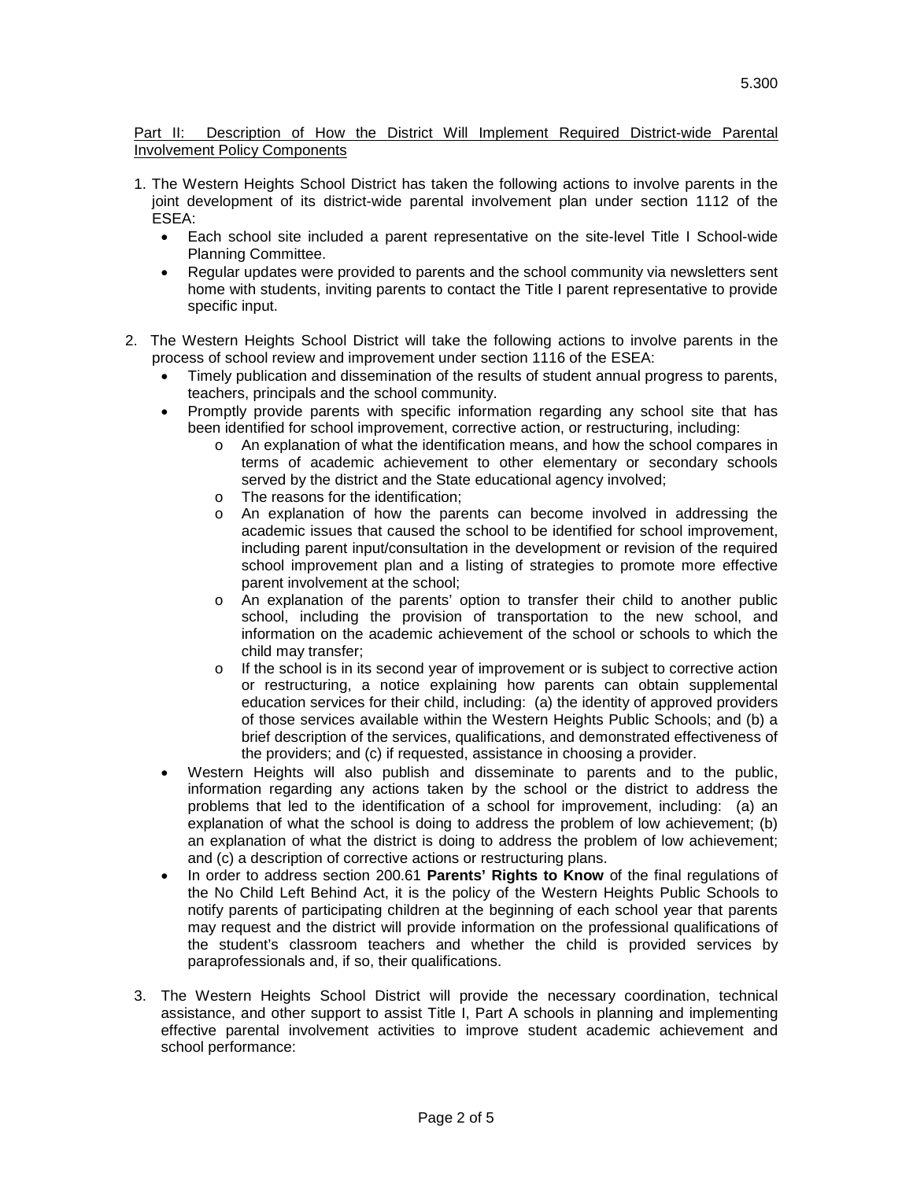Part II: Description of How the District Will Implement Required District-wide Parental Involvement Policy Components

1. The Western Heights School District has taken the following actions to involve parents in the joint development of its district-wide parental involvement plan under section 1112 of the ESEA:
   - Each school site included a parent representative on the site-level Title I School-wide Planning Committee.
   - Regular updates were provided to parents and the school community via newsletters sent home with students, inviting parents to contact the Title I parent representative to provide specific input.

2. The Western Heights School District will take the following actions to involve parents in the process of school review and improvement under section 1116 of the ESEA:
   - Timely publication and dissemination of the results of student annual progress to parents, teachers, principals and the school community.
   - Promptly provide parents with specific information regarding any school site that has been identified for school improvement, corrective action, or restructuring, including:
     - An explanation of what the identification means, and how the school compares in terms of academic achievement to other elementary or secondary schools served by the district and the State educational agency involved;
     - The reasons for the identification;
     - An explanation of how the parents can become involved in addressing the academic issues that caused the school to be identified for school improvement, including parent input/consultation in the development or revision of the required school improvement plan and a listing of strategies to promote more effective parent involvement at the school;
     - An explanation of the parents' option to transfer their child to another public school, including the provision of transportation to the new school, and information on the academic achievement of the school or schools to which the child may transfer;
     - If the school is in its second year of improvement or is subject to corrective action or restructuring, a notice explaining how parents can obtain supplemental education services for their child, including: (a) the identity of approved providers of those services available within the Western Heights Public Schools; and (b) a brief description of the services, qualifications, and demonstrated effectiveness of the providers; and (c) if requested, assistance in choosing a provider.
   - Western Heights will also publish and disseminate to parents and to the public, information regarding any actions taken by the school or the district to address the problems that led to the identification of a school for improvement, including: (a) an explanation of what the school is doing to address the problem of low achievement; (b) an explanation of what the district is doing to address the problem of low achievement; and (c) a description of corrective actions or restructuring plans.
   - In order to address section 200.61 **Parents' Rights to Know** of the final regulations of the No Child Left Behind Act, it is the policy of the Western Heights Public Schools to notify parents of participating children at the beginning of each school year that parents may request and the district will provide information on the professional qualifications of the student's classroom teachers and whether the child is provided services by paraprofessionals and, if so, their qualifications.

3. The Western Heights School District will provide the necessary coordination, technical assistance, and other support to assist Title I, Part A schools in planning and implementing effective parental involvement activities to improve student academic achievement and school performance: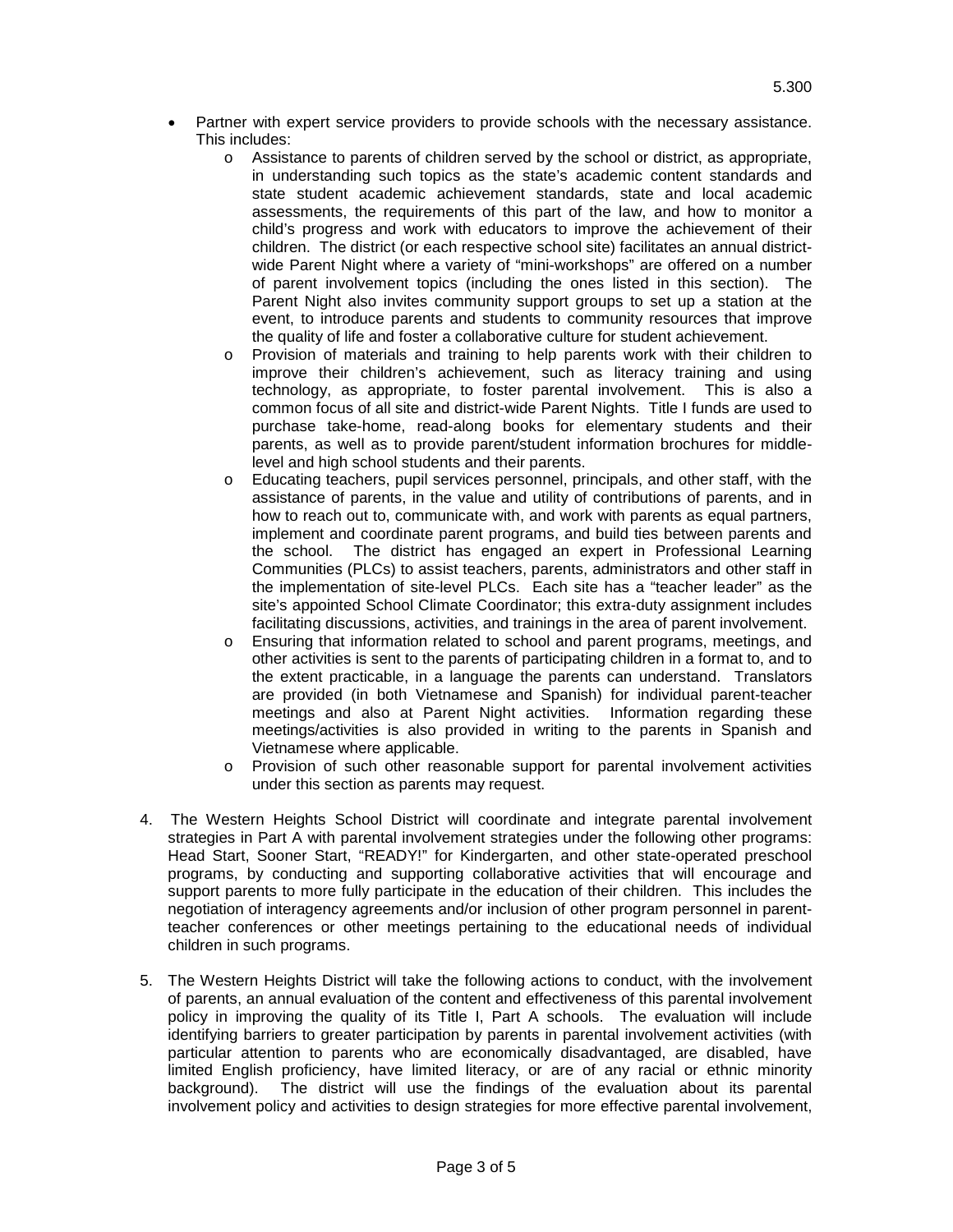- Partner with expert service providers to provide schools with the necessary assistance. This includes:
  - Assistance to parents of children served by the school or district, as appropriate, in understanding such topics as the state's academic content standards and state student academic achievement standards, state and local academic assessments, the requirements of this part of the law, and how to monitor a child's progress and work with educators to improve the achievement of their children. The district (or each respective school site) facilitates an annual district-wide Parent Night where a variety of "mini-workshops" are offered on a number of parent involvement topics (including the ones listed in this section). The Parent Night also invites community support groups to set up a station at the event, to introduce parents and students to community resources that improve the quality of life and foster a collaborative culture for student achievement.
  - Provision of materials and training to help parents work with their children to improve their children's achievement, such as literacy training and using technology, as appropriate, to foster parental involvement. This is also a common focus of all site and district-wide Parent Nights. Title I funds are used to purchase take-home, read-along books for elementary students and their parents, as well as to provide parent/student information brochures for middle-level and high school students and their parents.
  - Educating teachers, pupil services personnel, principals, and other staff, with the assistance of parents, in the value and utility of contributions of parents, and in how to reach out to, communicate with, and work with parents as equal partners, implement and coordinate parent programs, and build ties between parents and the school. The district has engaged an expert in Professional Learning Communities (PLCs) to assist teachers, parents, administrators and other staff in the implementation of site-level PLCs. Each site has a "teacher leader" as the site's appointed School Climate Coordinator; this extra-duty assignment includes facilitating discussions, activities, and trainings in the area of parent involvement.
  - Ensuring that information related to school and parent programs, meetings, and other activities is sent to the parents of participating children in a format to, and to the extent practicable, in a language the parents can understand. Translators are provided (in both Vietnamese and Spanish) for individual parent-teacher meetings and also at Parent Night activities. Information regarding these meetings/activities is also provided in writing to the parents in Spanish and Vietnamese where applicable.
  - Provision of such other reasonable support for parental involvement activities under this section as parents may request.

4. The Western Heights School District will coordinate and integrate parental involvement strategies in Part A with parental involvement strategies under the following other programs: Head Start, Sooner Start, "READY!" for Kindergarten, and other state-operated preschool programs, by conducting and supporting collaborative activities that will encourage and support parents to more fully participate in the education of their children. This includes the negotiation of interagency agreements and/or inclusion of other program personnel in parent-teacher conferences or other meetings pertaining to the educational needs of individual children in such programs.

5. The Western Heights District will take the following actions to conduct, with the involvement of parents, an annual evaluation of the content and effectiveness of this parental involvement policy in improving the quality of its Title I, Part A schools. The evaluation will include identifying barriers to greater participation by parents in parental involvement activities (with particular attention to parents who are economically disadvantaged, are disabled, have limited English proficiency, have limited literacy, or are of any racial or ethnic minority background). The district will use the findings of the evaluation about its parental involvement policy and activities to design strategies for more effective parental involvement,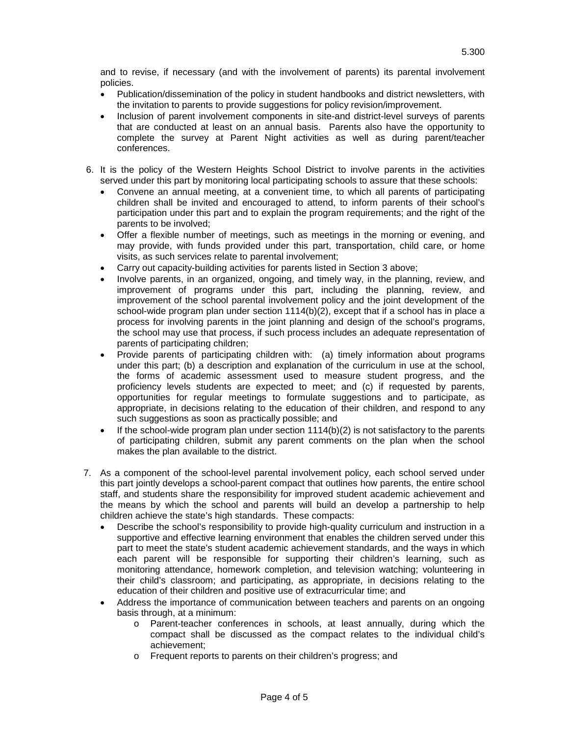and to revise, if necessary (and with the involvement of parents) its parental involvement policies.

- Publication/dissemination of the policy in student handbooks and district newsletters, with the invitation to parents to provide suggestions for policy revision/improvement.
- Inclusion of parent involvement components in site-and district-level surveys of parents that are conducted at least on an annual basis. Parents also have the opportunity to complete the survey at Parent Night activities as well as during parent/teacher conferences.

6. It is the policy of the Western Heights School District to involve parents in the activities served under this part by monitoring local participating schools to assure that these schools:
   - Convene an annual meeting, at a convenient time, to which all parents of participating children shall be invited and encouraged to attend, to inform parents of their school's participation under this part and to explain the program requirements; and the right of the parents to be involved;
   - Offer a flexible number of meetings, such as meetings in the morning or evening, and may provide, with funds provided under this part, transportation, child care, or home visits, as such services relate to parental involvement;
   - Carry out capacity-building activities for parents listed in Section 3 above;
   - Involve parents, in an organized, ongoing, and timely way, in the planning, review, and improvement of programs under this part, including the planning, review, and improvement of the school parental involvement policy and the joint development of the school-wide program plan under section 1114(b)(2), except that if a school has in place a process for involving parents in the joint planning and design of the school's programs, the school may use that process, if such process includes an adequate representation of parents of participating children;
   - Provide parents of participating children with: (a) timely information about programs under this part; (b) a description and explanation of the curriculum in use at the school, the forms of academic assessment used to measure student progress, and the proficiency levels students are expected to meet; and (c) if requested by parents, opportunities for regular meetings to formulate suggestions and to participate, as appropriate, in decisions relating to the education of their children, and respond to any such suggestions as soon as practically possible; and
   - If the school-wide program plan under section 1114(b)(2) is not satisfactory to the parents of participating children, submit any parent comments on the plan when the school makes the plan available to the district.

7. As a component of the school-level parental involvement policy, each school served under this part jointly develops a school-parent compact that outlines how parents, the entire school staff, and students share the responsibility for improved student academic achievement and the means by which the school and parents will build an develop a partnership to help children achieve the state's high standards. These compacts:
   - Describe the school's responsibility to provide high-quality curriculum and instruction in a supportive and effective learning environment that enables the children served under this part to meet the state's student academic achievement standards, and the ways in which each parent will be responsible for supporting their children's learning, such as monitoring attendance, homework completion, and television watching; volunteering in their child's classroom; and participating, as appropriate, in decisions relating to the education of their children and positive use of extracurricular time; and
   - Address the importance of communication between teachers and parents on an ongoing basis through, at a minimum:
     - Parent-teacher conferences in schools, at least annually, during which the compact shall be discussed as the compact relates to the individual child's achievement;
     - Frequent reports to parents on their children's progress; and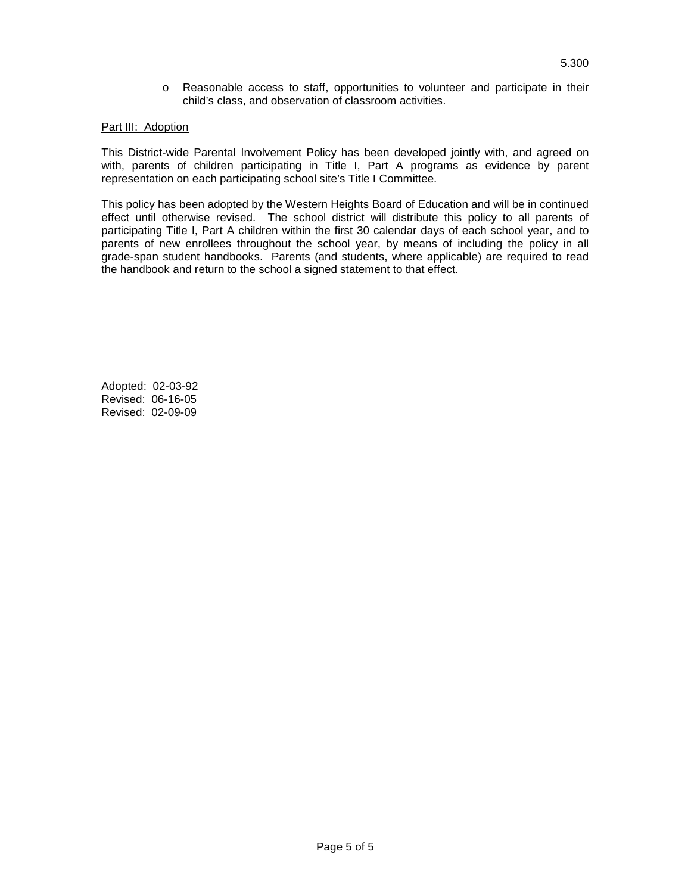- Reasonable access to staff, opportunities to volunteer and participate in their child's class, and observation of classroom activities.

Part III: Adoption

This District-wide Parental Involvement Policy has been developed jointly with, and agreed on with, parents of children participating in Title I, Part A programs as evidence by parent representation on each participating school site's Title I Committee.

This policy has been adopted by the Western Heights Board of Education and will be in continued effect until otherwise revised. The school district will distribute this policy to all parents of participating Title I, Part A children within the first 30 calendar days of each school year, and to parents of new enrollees throughout the school year, by means of including the policy in all grade-span student handbooks. Parents (and students, where applicable) are required to read the handbook and return to the school a signed statement to that effect.

Adopted: 02-03-92
Revised: 06-16-05
Revised: 02-09-09